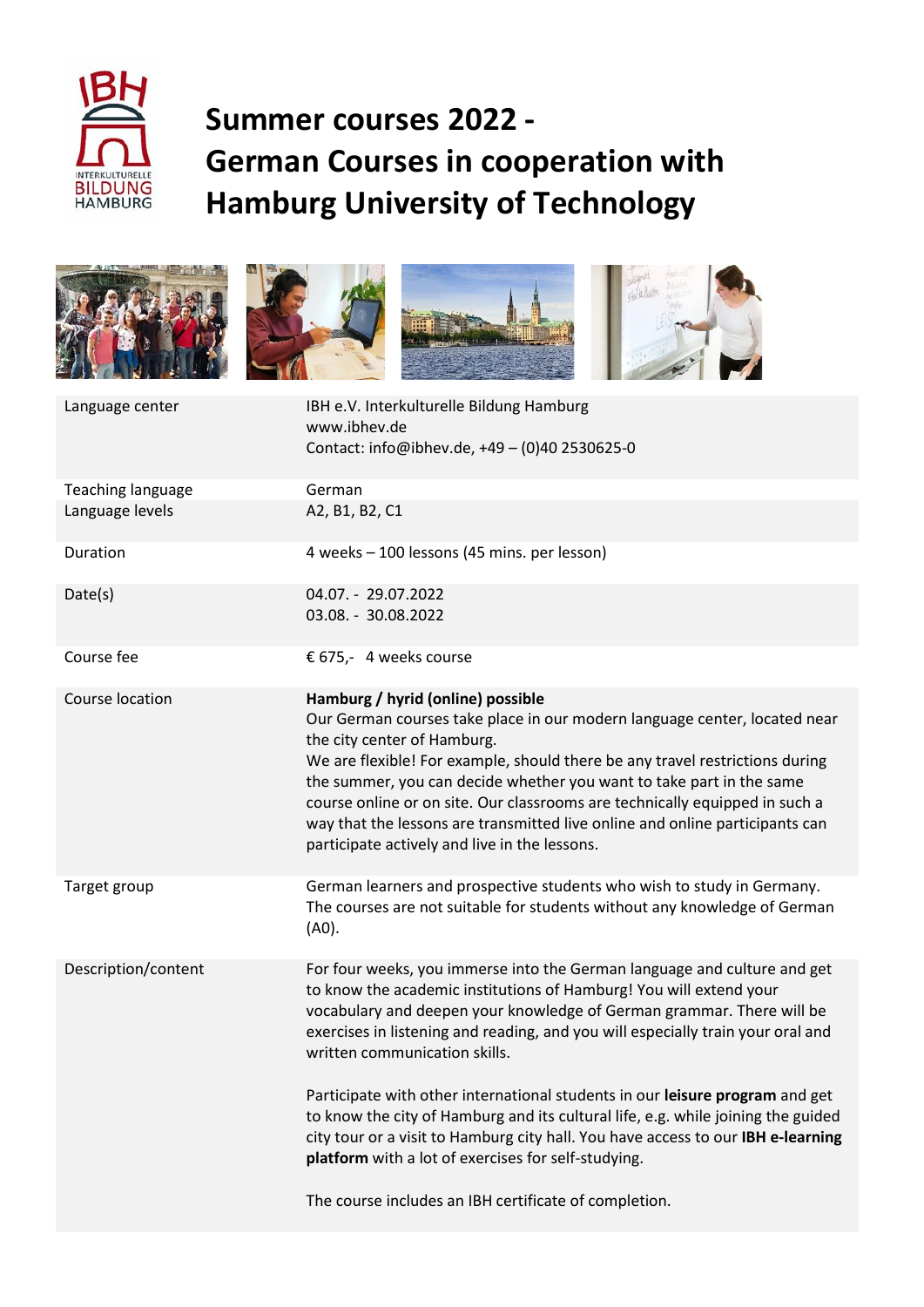# Summer courses 2022 - German Courses in cooperation with Hamburg University of Technology

| | |
|---|---|
| Language center | IBH e.V. Interkulturelle Bildung Hamburg<br>www.ibhev.de<br>Contact: info@ibhev.de, +49 – (0)40 2530625-0 |
| Teaching language | German |
| Language levels | A2, B1, B2, C1 |
| Duration | 4 weeks – 100 lessons (45 mins. per lesson) |
| Date(s) | 04.07. - 29.07.2022<br>03.08. - 30.08.2022 |
| Course fee | € 675,- 4 weeks course |
| Course location | **Hamburg / hyrid (online) possible**<br>Our German courses take place in our modern language center, located near the city center of Hamburg.<br>We are flexible! For example, should there be any travel restrictions during the summer, you can decide whether you want to take part in the same course online or on site. Our classrooms are technically equipped in such a way that the lessons are transmitted live online and online participants can participate actively and live in the lessons. |
| Target group | German learners and prospective students who wish to study in Germany. The courses are not suitable for students without any knowledge of German (A0). |
| Description/content | For four weeks, you immerse into the German language and culture and get to know the academic institutions of Hamburg! You will extend your vocabulary and deepen your knowledge of German grammar. There will be exercises in listening and reading, and you will especially train your oral and written communication skills.<br><br>Participate with other international students in our **leisure program** and get to know the city of Hamburg and its cultural life, e.g. while joining the guided city tour or a visit to Hamburg city hall. You have access to our **IBH e-learning platform** with a lot of exercises for self-studying.<br><br>The course includes an IBH certificate of completion. |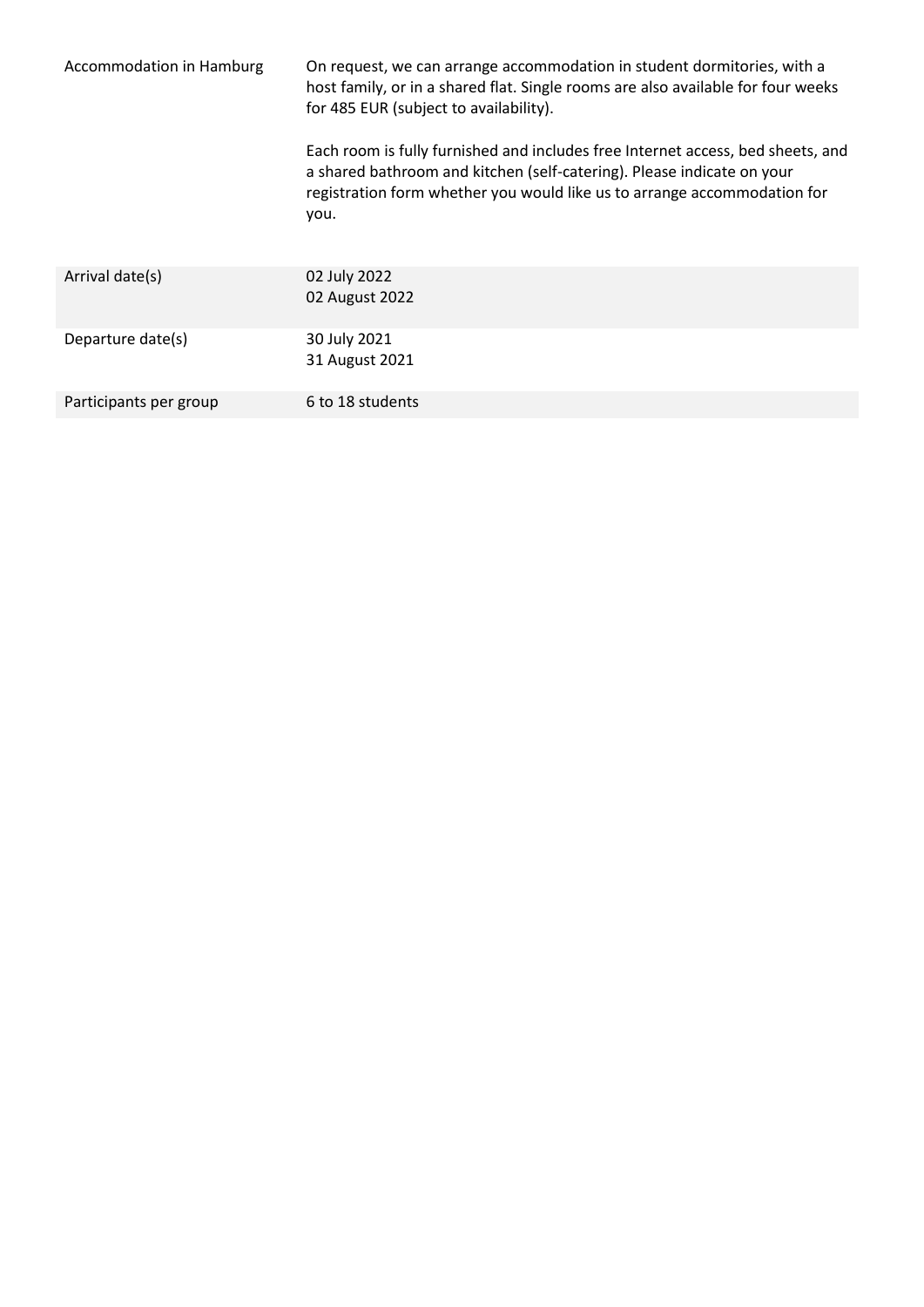| | |
|---|---|
| Accommodation in Hamburg | On request, we can arrange accommodation in student dormitories, with a host family, or in a shared flat. Single rooms are also available for four weeks for 485 EUR (subject to availability).<br><br>Each room is fully furnished and includes free Internet access, bed sheets, and a shared bathroom and kitchen (self-catering). Please indicate on your registration form whether you would like us to arrange accommodation for you. |
| Arrival date(s) | 02 July 2022<br>02 August 2022 |
| Departure date(s) | 30 July 2021<br>31 August 2021 |
| Participants per group | 6 to 18 students |